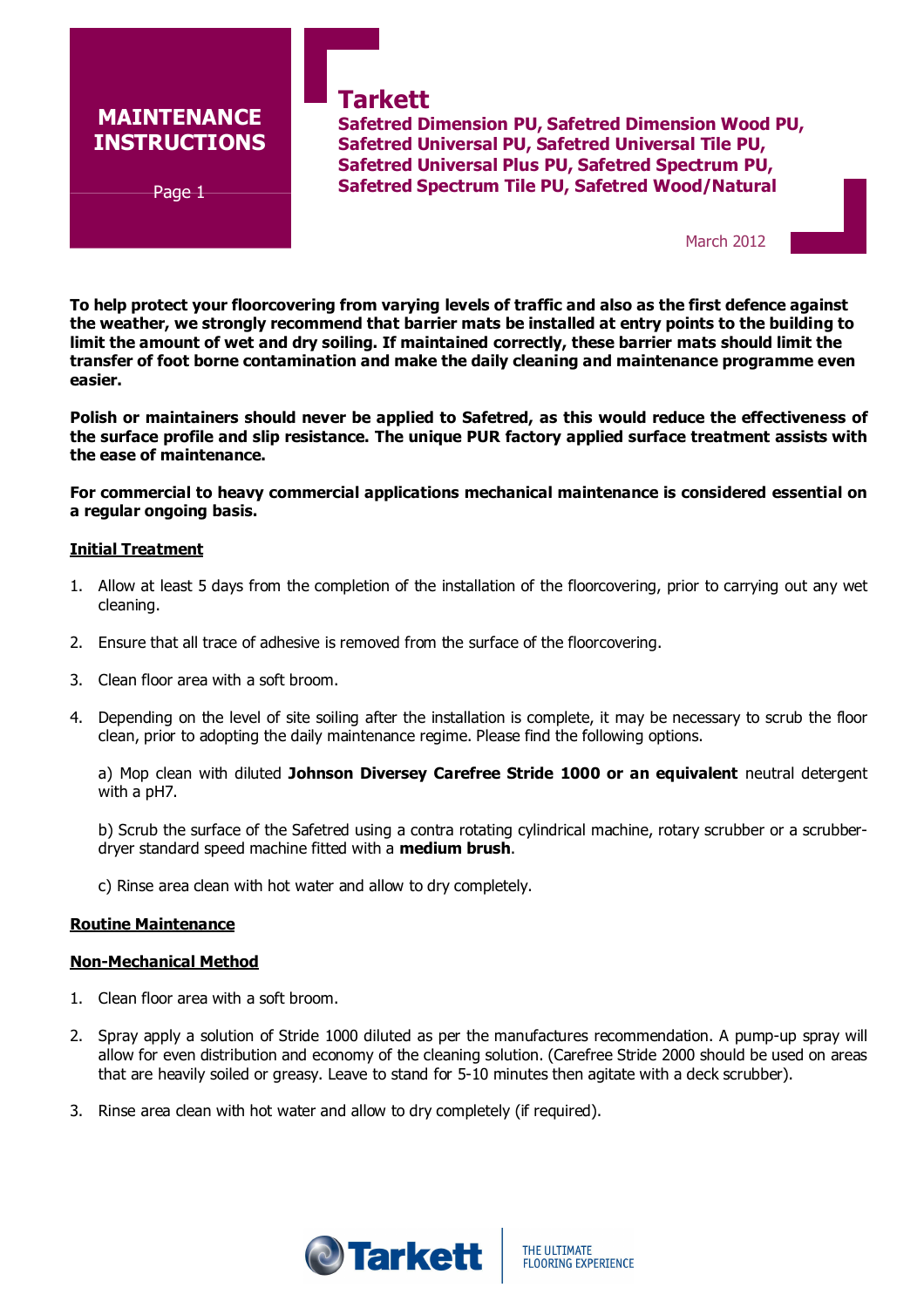# MAINTENANCE INSTRUCTIONS

## Tarkett

**Safetred Dimension PU, Safetred Dimension Wood PU, Safetred Universal PU, Safetred Universal Tile PU, Safetred Universal Plus PU, Safetred Spectrum PU, Safetred Spectrum Tile PU, Safetred Wood/Natural**

March 2012

**To help protect your floorcovering from varying levels of traffic and also as the first defence against the weather, we strongly recommend that barrier mats be installed at entry points to the building to limit the amount of wet and dry soiling. If maintained correctly, these barrier mats should limit the transfer of foot borne contamination and make the daily cleaning and maintenance programme even easier.**

**Polish or maintainers should never be applied to Safetred, as this would reduce the effectiveness of the surface profile and slip resistance. The unique PUR factory applied surface treatment assists with the ease of maintenance.**

**For commercial to heavy commercial applications mechanical maintenance is considered essential on a regular ongoing basis.**

**Initial Treatment**

1. Allow at least 5 days from the completion of the installation of the floorcovering, prior to carrying out any wet cleaning.

2. Ensure that all trace of adhesive is removed from the surface of the floorcovering.

3. Clean floor area with a soft broom.

4. Depending on the level of site soiling after the installation is complete, it may be necessary to scrub the floor clean, prior to adopting the daily maintenance regime. Please find the following options.

   a) Mop clean with diluted **Johnson Diversey Carefree Stride 1000 or an equivalent** neutral detergent with a pH7.

   b) Scrub the surface of the Safetred using a contra rotating cylindrical machine, rotary scrubber or a scrubber-dryer standard speed machine fitted with a **medium brush**.

   c) Rinse area clean with hot water and allow to dry completely.

**Routine Maintenance**

**Non-Mechanical Method**

1. Clean floor area with a soft broom.

2. Spray apply a solution of Stride 1000 diluted as per the manufactures recommendation. A pump-up spray will allow for even distribution and economy of the cleaning solution. (Carefree Stride 2000 should be used on areas that are heavily soiled or greasy. Leave to stand for 5-10 minutes then agitate with a deck scrubber).

3. Rinse area clean with hot water and allow to dry completely (if required).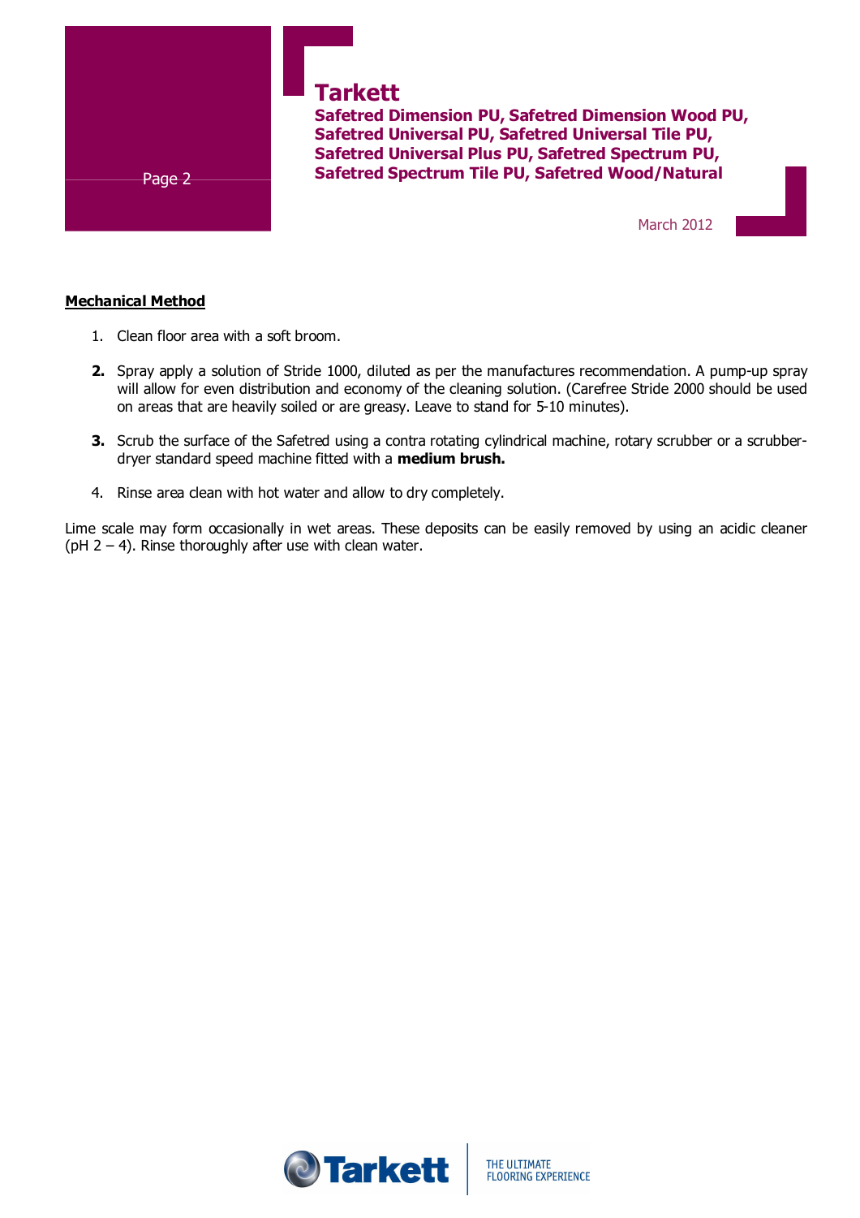**Mechanical Method**

1. Clean floor area with a soft broom.

2. Spray apply a solution of Stride 1000, diluted as per the manufactures recommendation. A pump-up spray will allow for even distribution and economy of the cleaning solution. (Carefree Stride 2000 should be used on areas that are heavily soiled or are greasy. Leave to stand for 5-10 minutes).

3. Scrub the surface of the Safetred using a contra rotating cylindrical machine, rotary scrubber or a scrubber-dryer standard speed machine fitted with a **medium brush.**

4. Rinse area clean with hot water and allow to dry completely.

Lime scale may form occasionally in wet areas. These deposits can be easily removed by using an acidic cleaner (pH 2 – 4). Rinse thoroughly after use with clean water.